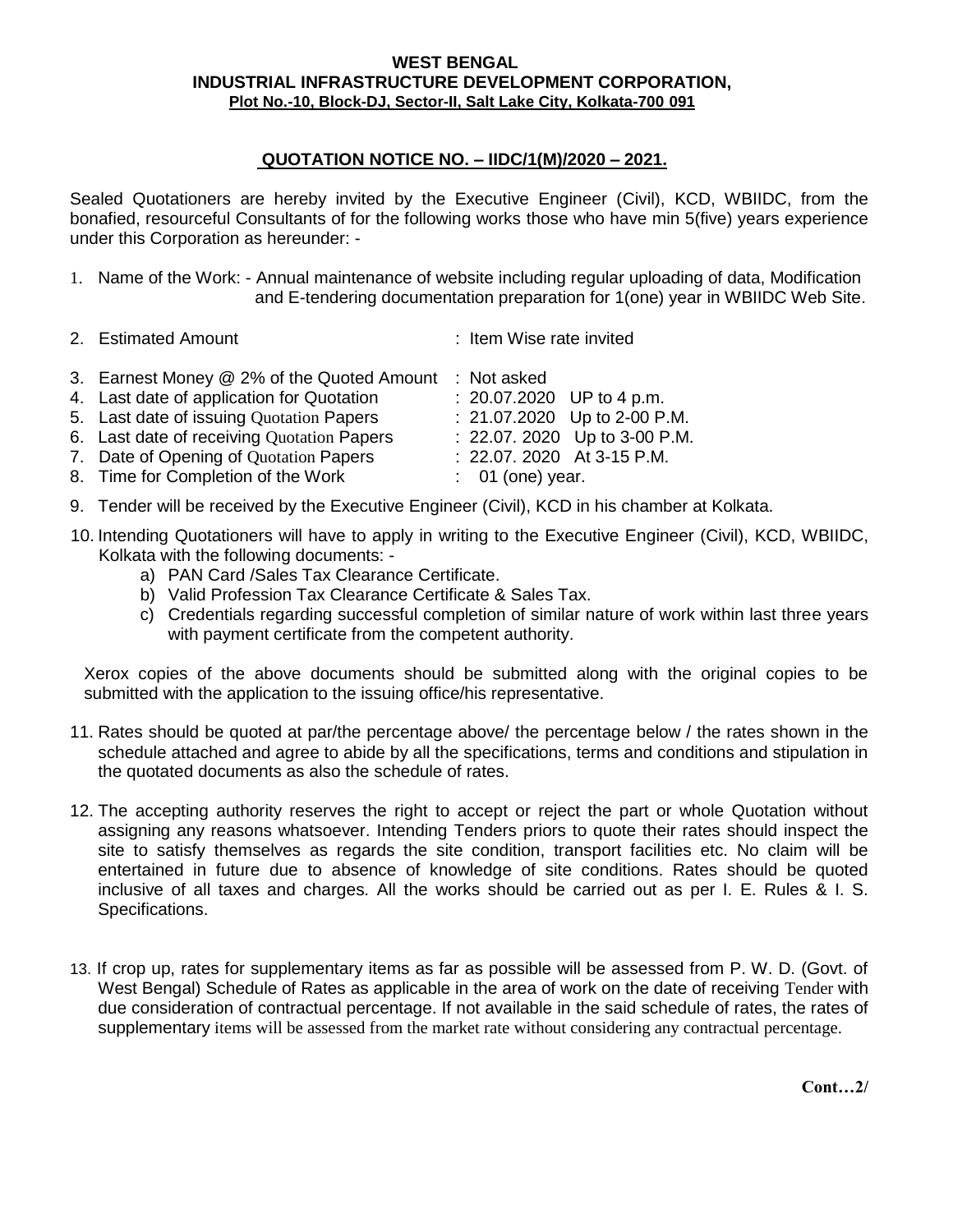**WEST BENGAL**
**INDUSTRIAL INFRASTRUCTURE DEVELOPMENT CORPORATION,**
**Plot No.-10, Block-DJ, Sector-II, Salt Lake City, Kolkata-700 091**

## QUOTATION NOTICE NO. – IIDC/1(M)/2020 – 2021.

Sealed Quotationers are hereby invited by the Executive Engineer (Civil), KCD, WBIIDC, from the bonafied, resourceful Consultants of for the following works those who have min 5(five) years experience under this Corporation as hereunder: -

1. Name of the Work: - Annual maintenance of website including regular uploading of data, Modification and E-tendering documentation preparation for 1(one) year in WBIIDC Web Site.

2. Estimated Amount : Item Wise rate invited

3. Earnest Money @ 2% of the Quoted Amount : Not asked
4. Last date of application for Quotation : 20.07.2020 UP to 4 p.m.
5. Last date of issuing Quotation Papers : 21.07.2020 Up to 2-00 P.M.
6. Last date of receiving Quotation Papers : 22.07. 2020 Up to 3-00 P.M.
7. Date of Opening of Quotation Papers : 22.07. 2020 At 3-15 P.M.
8. Time for Completion of the Work : 01 (one) year.
9. Tender will be received by the Executive Engineer (Civil), KCD in his chamber at Kolkata.
10. Intending Quotationers will have to apply in writing to the Executive Engineer (Civil), KCD, WBIIDC, Kolkata with the following documents: -
    a) PAN Card /Sales Tax Clearance Certificate.
    b) Valid Profession Tax Clearance Certificate & Sales Tax.
    c) Credentials regarding successful completion of similar nature of work within last three years with payment certificate from the competent authority.

    Xerox copies of the above documents should be submitted along with the original copies to be submitted with the application to the issuing office/his representative.

11. Rates should be quoted at par/the percentage above/ the percentage below / the rates shown in the schedule attached and agree to abide by all the specifications, terms and conditions and stipulation in the quotated documents as also the schedule of rates.

12. The accepting authority reserves the right to accept or reject the part or whole Quotation without assigning any reasons whatsoever. Intending Tenders priors to quote their rates should inspect the site to satisfy themselves as regards the site condition, transport facilities etc. No claim will be entertained in future due to absence of knowledge of site conditions. Rates should be quoted inclusive of all taxes and charges. All the works should be carried out as per I. E. Rules & I. S. Specifications.

13. If crop up, rates for supplementary items as far as possible will be assessed from P. W. D. (Govt. of West Bengal) Schedule of Rates as applicable in the area of work on the date of receiving Tender with due consideration of contractual percentage. If not available in the said schedule of rates, the rates of supplementary items will be assessed from the market rate without considering any contractual percentage.

**Cont…2/**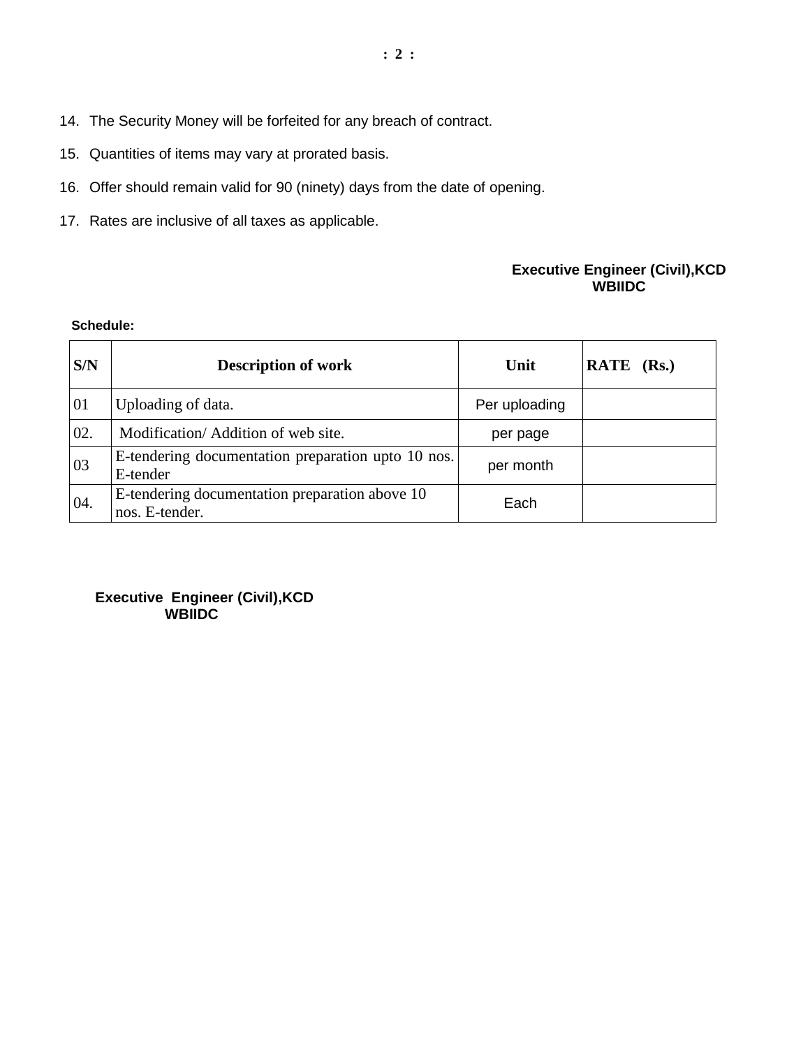14. The Security Money will be forfeited for any breach of contract.
15. Quantities of items may vary at prorated basis.
16. Offer should remain valid for 90 (ninety) days from the date of opening.
17. Rates are inclusive of all taxes as applicable.

**Executive Engineer (Civil),KCD**
**WBIIDC**

**Schedule:**

| S/N | Description of work | Unit | RATE (Rs.) |
|---|---|---|---|
| 01 | Uploading of data. | Per uploading | |
| 02. | Modification/ Addition of web site. | per page | |
| 03 | E-tendering documentation preparation upto 10 nos. E-tender | per month | |
| 04. | E-tendering documentation preparation above 10 nos. E-tender. | Each | |

**Executive Engineer (Civil),KCD**
**WBIIDC**